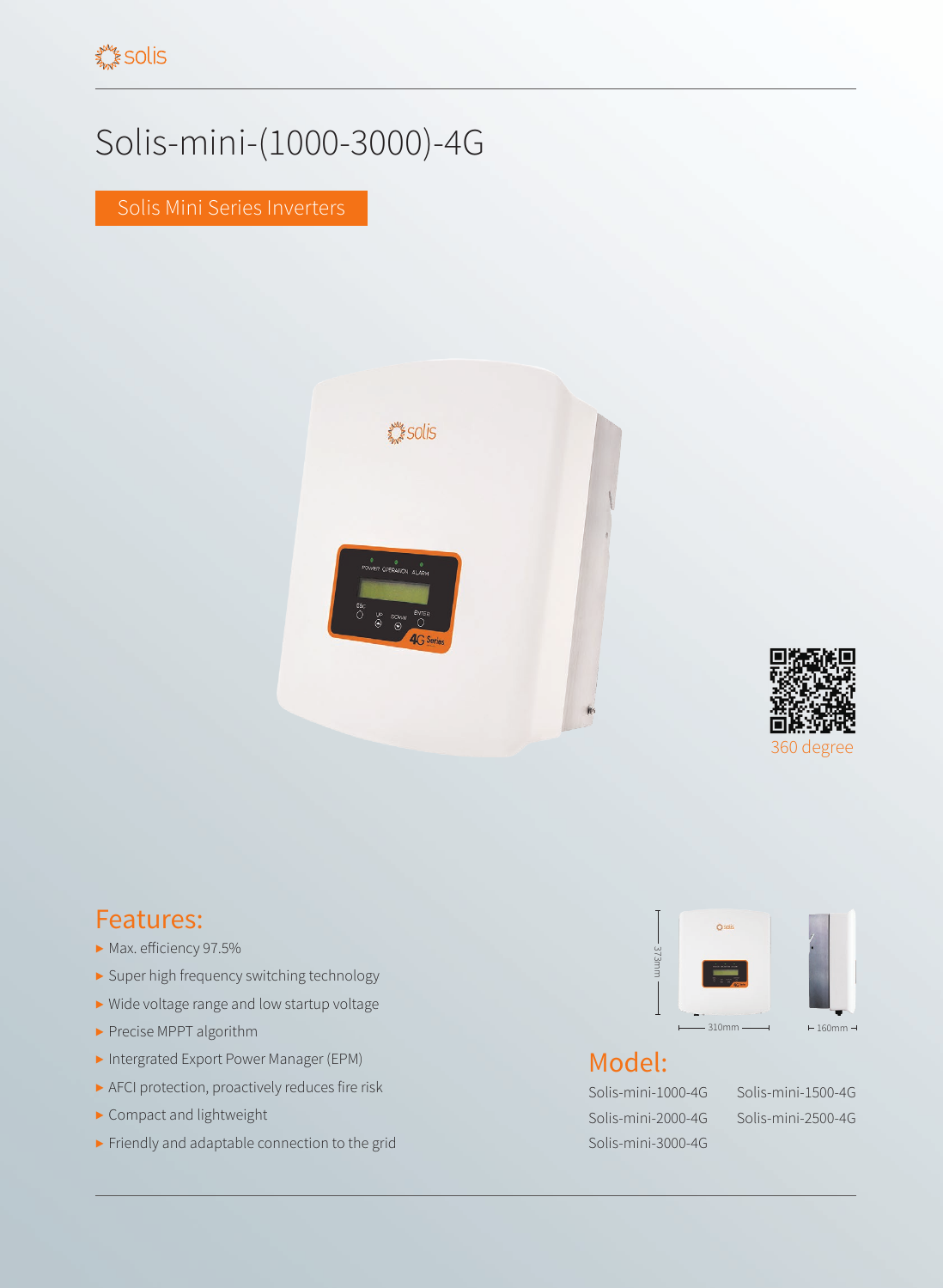# Solis-mini-(1000-3000)-4G

Solis Mini Series Inverters

360 degree

## Features:

- Max. efficiency 97.5%
- Super high frequency switching technology
- Wide voltage range and low startup voltage
- Precise MPPT algorithm
- Intergrated Export Power Manager (EPM)
- AFCI protection, proactively reduces fire risk
- Compact and lightweight
- Friendly and adaptable connection to the grid

373mm

310mm

160mm

## Model:

Solis-mini-1000-4G

Solis-mini-1500-4G

Solis-mini-2000-4G

Solis-mini-2500-4G

Solis-mini-3000-4G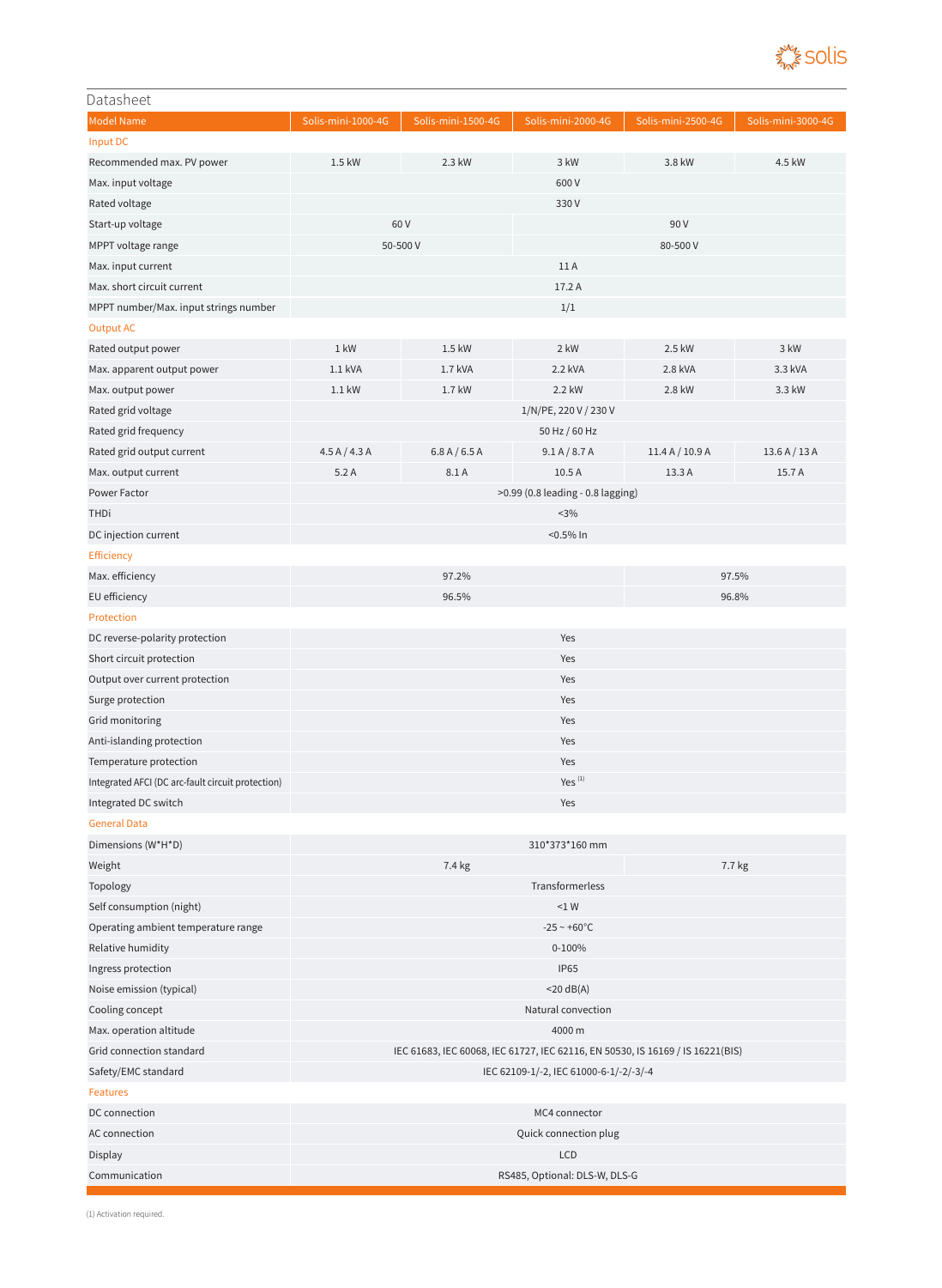## Datasheet

| Model Name | Solis-mini-1000-4G | Solis-mini-1500-4G | Solis-mini-2000-4G | Solis-mini-2500-4G | Solis-mini-3000-4G |
|---|---|---|---|---|---|
| **Input DC** | | | | | |
| Recommended max. PV power | 1.5 kW | 2.3 kW | 3 kW | 3.8 kW | 4.5 kW |
| Max. input voltage | 600 V | | | | |
| Rated voltage | 330 V | | | | |
| Start-up voltage | 60 V | | 90 V | | |
| MPPT voltage range | 50-500 V | | 80-500 V | | |
| Max. input current | 11 A | | | | |
| Max. short circuit current | 17.2 A | | | | |
| MPPT number/Max. input strings number | 1/1 | | | | |
| **Output AC** | | | | | |
| Rated output power | 1 kW | 1.5 kW | 2 kW | 2.5 kW | 3 kW |
| Max. apparent output power | 1.1 kVA | 1.7 kVA | 2.2 kVA | 2.8 kVA | 3.3 kVA |
| Max. output power | 1.1 kW | 1.7 kW | 2.2 kW | 2.8 kW | 3.3 kW |
| Rated grid voltage | 1/N/PE, 220 V / 230 V | | | | |
| Rated grid frequency | 50 Hz / 60 Hz | | | | |
| Rated grid output current | 4.5 A / 4.3 A | 6.8 A / 6.5 A | 9.1 A / 8.7 A | 11.4 A / 10.9 A | 13.6 A / 13 A |
| Max. output current | 5.2 A | 8.1 A | 10.5 A | 13.3 A | 15.7 A |
| Power Factor | >0.99 (0.8 leading - 0.8 lagging) | | | | |
| THDi | <3% | | | | |
| DC injection current | <0.5% In | | | | |
| **Efficiency** | | | | | |
| Max. efficiency | 97.2% | | | 97.5% | |
| EU efficiency | 96.5% | | | 96.8% | |
| **Protection** | | | | | |
| DC reverse-polarity protection | Yes | | | | |
| Short circuit protection | Yes | | | | |
| Output over current protection | Yes | | | | |
| Surge protection | Yes | | | | |
| Grid monitoring | Yes | | | | |
| Anti-islanding protection | Yes | | | | |
| Temperature protection | Yes | | | | |
| Integrated AFCI (DC arc-fault circuit protection) | Yes [1] | | | | |
| Integrated DC switch | Yes | | | | |
| **General Data** | | | | | |
| Dimensions (W*H*D) | 310*373*160 mm | | | | |
| Weight | 7.4 kg | | | 7.7 kg | |
| Topology | Transformerless | | | | |
| Self consumption (night) | <1 W | | | | |
| Operating ambient temperature range | -25 ~ +60℃ | | | | |
| Relative humidity | 0-100% | | | | |
| Ingress protection | IP65 | | | | |
| Noise emission (typical) | <20 dB(A) | | | | |
| Cooling concept | Natural convection | | | | |
| Max. operation altitude | 4000 m | | | | |
| Grid connection standard | IEC 61683, IEC 60068, IEC 61727, IEC 62116, EN 50530, IS 16169 / IS 16221(BIS) | | | | |
| Safety/EMC standard | IEC 62109-1/-2, IEC 61000-6-1/-2/-3/-4 | | | | |
| **Features** | | | | | |
| DC connection | MC4 connector | | | | |
| AC connection | Quick connection plug | | | | |
| Display | LCD | | | | |
| Communication | RS485, Optional: DLS-W, DLS-G | | | | |

(1) Activation required.